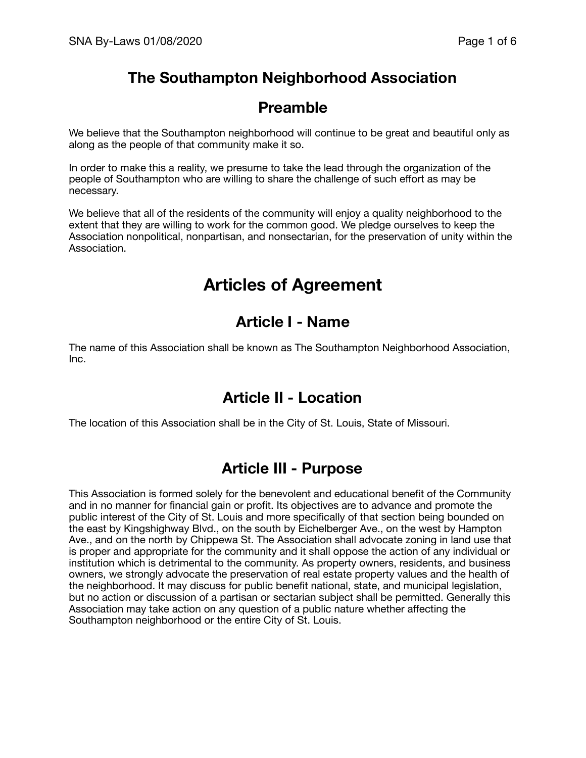# The Southampton Neighborhood Association

## Preamble

We believe that the Southampton neighborhood will continue to be great and beautiful only as along as the people of that community make it so.

In order to make this a reality, we presume to take the lead through the organization of the people of Southampton who are willing to share the challenge of such effort as may be necessary.

We believe that all of the residents of the community will enjoy a quality neighborhood to the extent that they are willing to work for the common good. We pledge ourselves to keep the Association nonpolitical, nonpartisan, and nonsectarian, for the preservation of unity within the Association.

# Articles of Agreement

## Article I - Name

The name of this Association shall be known as The Southampton Neighborhood Association, Inc.

## Article II - Location

The location of this Association shall be in the City of St. Louis, State of Missouri.

## Article III - Purpose

This Association is formed solely for the benevolent and educational benefit of the Community and in no manner for financial gain or profit. Its objectives are to advance and promote the public interest of the City of St. Louis and more specifically of that section being bounded on the east by Kingshighway Blvd., on the south by Eichelberger Ave., on the west by Hampton Ave., and on the north by Chippewa St. The Association shall advocate zoning in land use that is proper and appropriate for the community and it shall oppose the action of any individual or institution which is detrimental to the community. As property owners, residents, and business owners, we strongly advocate the preservation of real estate property values and the health of the neighborhood. It may discuss for public benefit national, state, and municipal legislation, but no action or discussion of a partisan or sectarian subject shall be permitted. Generally this Association may take action on any question of a public nature whether affecting the Southampton neighborhood or the entire City of St. Louis.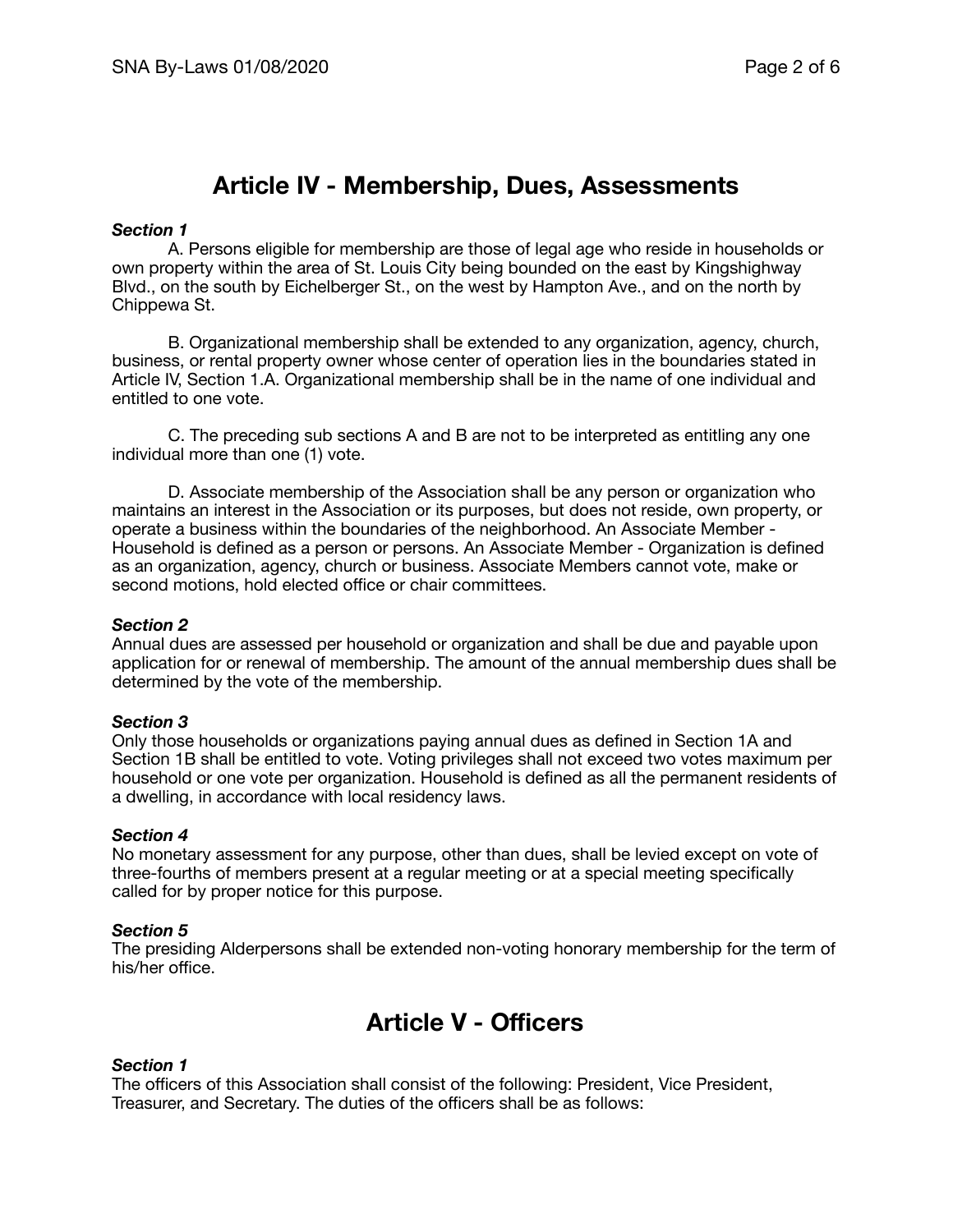## Article IV - Membership, Dues, Assessments

***Section 1***

A. Persons eligible for membership are those of legal age who reside in households or own property within the area of St. Louis City being bounded on the east by Kingshighway Blvd., on the south by Eichelberger St., on the west by Hampton Ave., and on the north by Chippewa St.

B. Organizational membership shall be extended to any organization, agency, church, business, or rental property owner whose center of operation lies in the boundaries stated in Article IV, Section 1.A. Organizational membership shall be in the name of one individual and entitled to one vote.

C. The preceding sub sections A and B are not to be interpreted as entitling any one individual more than one (1) vote.

D. Associate membership of the Association shall be any person or organization who maintains an interest in the Association or its purposes, but does not reside, own property, or operate a business within the boundaries of the neighborhood. An Associate Member - Household is defined as a person or persons. An Associate Member - Organization is defined as an organization, agency, church or business. Associate Members cannot vote, make or second motions, hold elected office or chair committees.

***Section 2***

Annual dues are assessed per household or organization and shall be due and payable upon application for or renewal of membership. The amount of the annual membership dues shall be determined by the vote of the membership.

***Section 3***

Only those households or organizations paying annual dues as defined in Section 1A and Section 1B shall be entitled to vote. Voting privileges shall not exceed two votes maximum per household or one vote per organization. Household is defined as all the permanent residents of a dwelling, in accordance with local residency laws.

***Section 4***

No monetary assessment for any purpose, other than dues, shall be levied except on vote of three-fourths of members present at a regular meeting or at a special meeting specifically called for by proper notice for this purpose.

***Section 5***

The presiding Alderpersons shall be extended non-voting honorary membership for the term of his/her office.

## Article V - Officers

***Section 1***

The officers of this Association shall consist of the following: President, Vice President, Treasurer, and Secretary. The duties of the officers shall be as follows: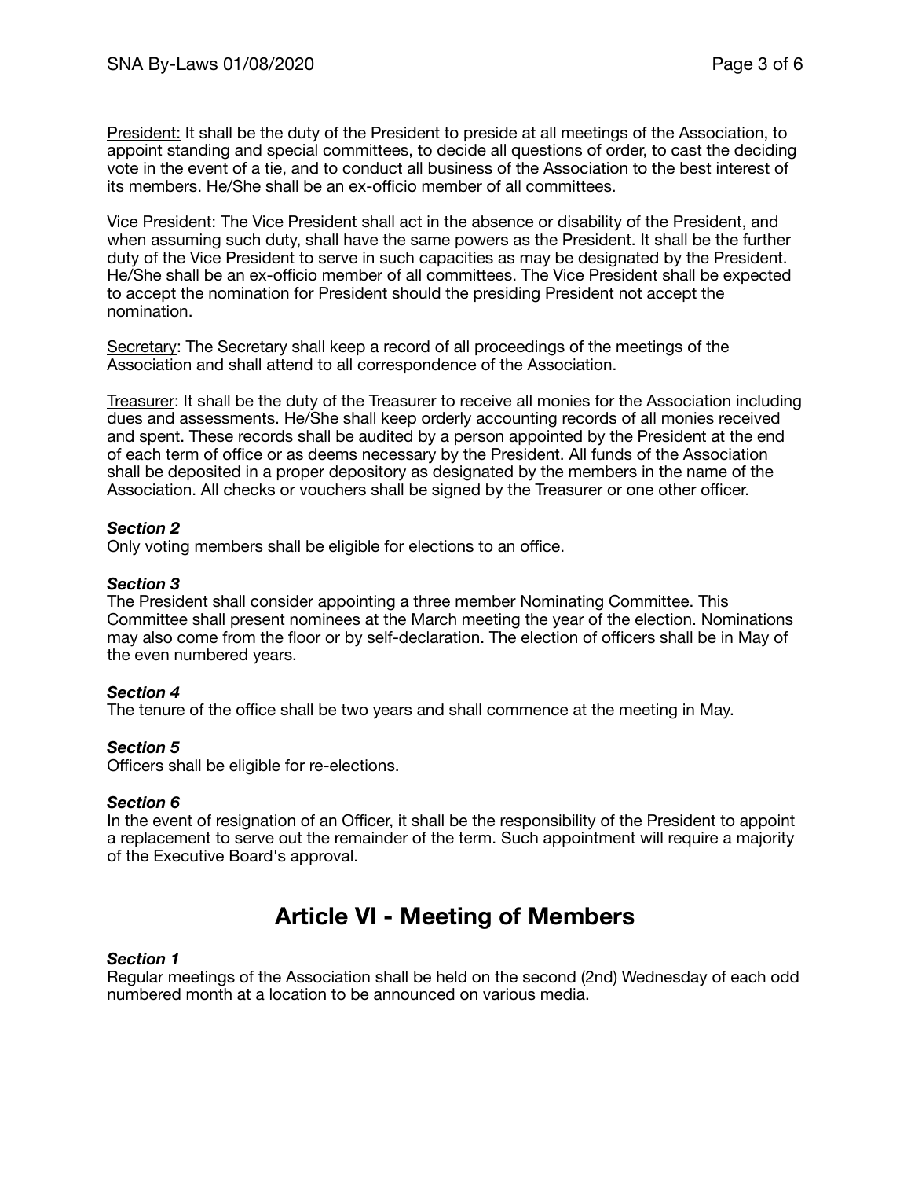<u>President:</u> It shall be the duty of the President to preside at all meetings of the Association, to appoint standing and special committees, to decide all questions of order, to cast the deciding vote in the event of a tie, and to conduct all business of the Association to the best interest of its members. He/She shall be an ex-officio member of all committees.

<u>Vice President</u>: The Vice President shall act in the absence or disability of the President, and when assuming such duty, shall have the same powers as the President. It shall be the further duty of the Vice President to serve in such capacities as may be designated by the President. He/She shall be an ex-officio member of all committees. The Vice President shall be expected to accept the nomination for President should the presiding President not accept the nomination.

<u>Secretary</u>: The Secretary shall keep a record of all proceedings of the meetings of the Association and shall attend to all correspondence of the Association.

<u>Treasurer</u>: It shall be the duty of the Treasurer to receive all monies for the Association including dues and assessments. He/She shall keep orderly accounting records of all monies received and spent. These records shall be audited by a person appointed by the President at the end of each term of office or as deems necessary by the President. All funds of the Association shall be deposited in a proper depository as designated by the members in the name of the Association. All checks or vouchers shall be signed by the Treasurer or one other officer.

***Section 2***
Only voting members shall be eligible for elections to an office.

***Section 3***
The President shall consider appointing a three member Nominating Committee. This Committee shall present nominees at the March meeting the year of the election. Nominations may also come from the floor or by self-declaration. The election of officers shall be in May of the even numbered years.

***Section 4***
The tenure of the office shall be two years and shall commence at the meeting in May.

***Section 5***
Officers shall be eligible for re-elections.

***Section 6***
In the event of resignation of an Officer, it shall be the responsibility of the President to appoint a replacement to serve out the remainder of the term. Such appointment will require a majority of the Executive Board's approval.

# Article VI - Meeting of Members

***Section 1***
Regular meetings of the Association shall be held on the second (2nd) Wednesday of each odd numbered month at a location to be announced on various media.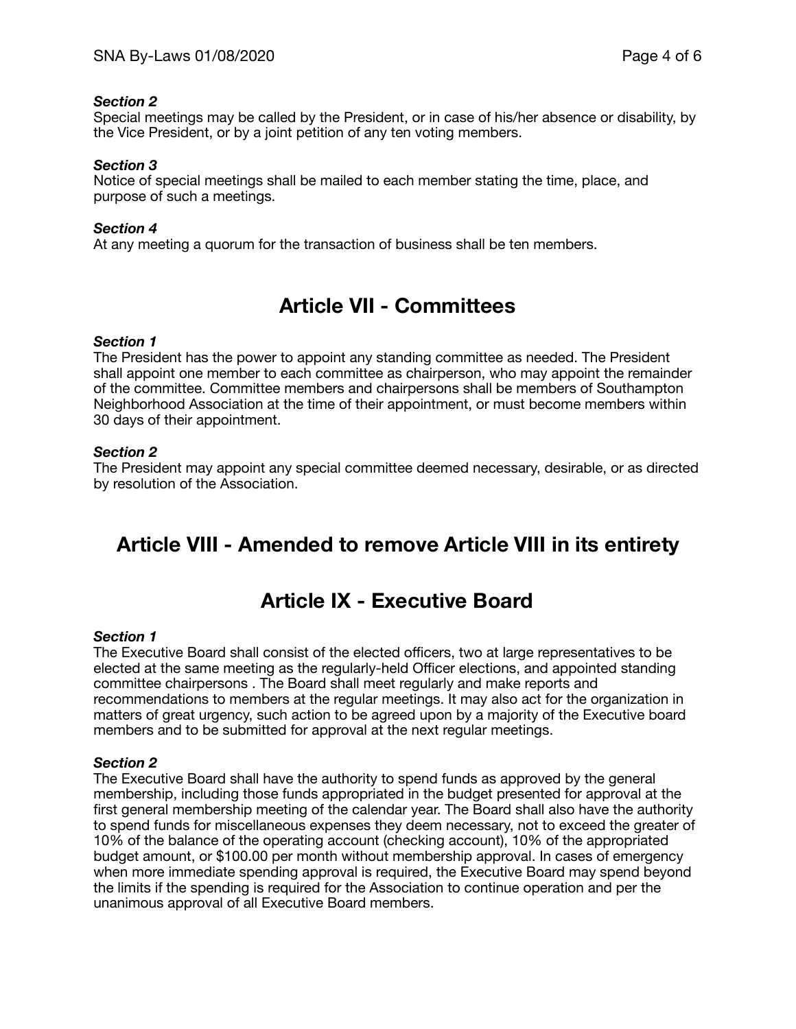***Section 2***
Special meetings may be called by the President, or in case of his/her absence or disability, by the Vice President, or by a joint petition of any ten voting members.

***Section 3***
Notice of special meetings shall be mailed to each member stating the time, place, and purpose of such a meetings.

***Section 4***
At any meeting a quorum for the transaction of business shall be ten members.

## Article VII - Committees

***Section 1***
The President has the power to appoint any standing committee as needed. The President shall appoint one member to each committee as chairperson, who may appoint the remainder of the committee. Committee members and chairpersons shall be members of Southampton Neighborhood Association at the time of their appointment, or must become members within 30 days of their appointment.

***Section 2***
The President may appoint any special committee deemed necessary, desirable, or as directed by resolution of the Association.

## Article VIII - Amended to remove Article VIII in its entirety

## Article IX - Executive Board

***Section 1***
The Executive Board shall consist of the elected officers, two at large representatives to be elected at the same meeting as the regularly-held Officer elections, and appointed standing committee chairpersons . The Board shall meet regularly and make reports and recommendations to members at the regular meetings. It may also act for the organization in matters of great urgency, such action to be agreed upon by a majority of the Executive board members and to be submitted for approval at the next regular meetings.

***Section 2***
The Executive Board shall have the authority to spend funds as approved by the general membership, including those funds appropriated in the budget presented for approval at the first general membership meeting of the calendar year. The Board shall also have the authority to spend funds for miscellaneous expenses they deem necessary, not to exceed the greater of 10% of the balance of the operating account (checking account), 10% of the appropriated budget amount, or $100.00 per month without membership approval. In cases of emergency when more immediate spending approval is required, the Executive Board may spend beyond the limits if the spending is required for the Association to continue operation and per the unanimous approval of all Executive Board members.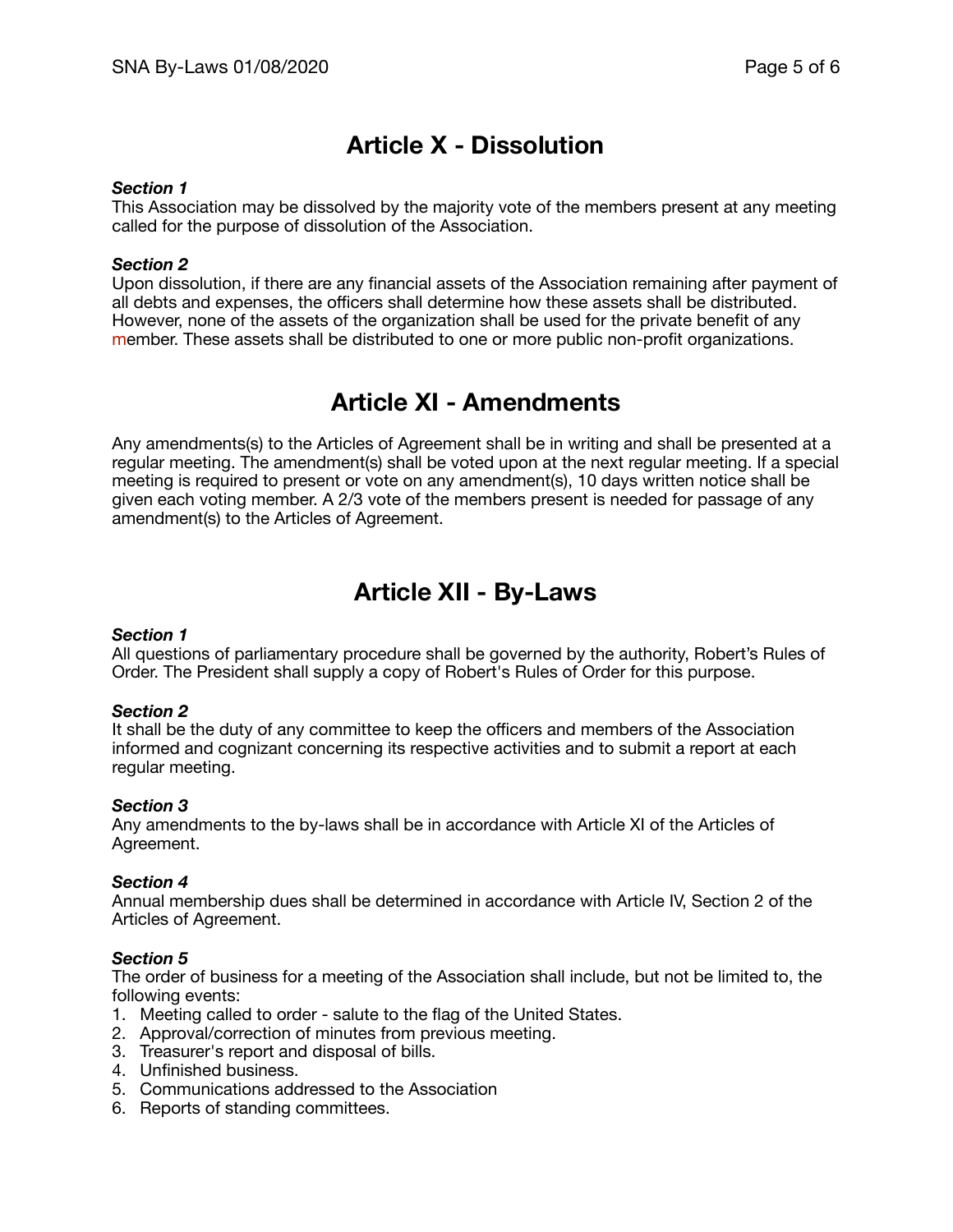# Article X - Dissolution

***Section 1***
This Association may be dissolved by the majority vote of the members present at any meeting called for the purpose of dissolution of the Association.

***Section 2***
Upon dissolution, if there are any financial assets of the Association remaining after payment of all debts and expenses, the officers shall determine how these assets shall be distributed. However, none of the assets of the organization shall be used for the private benefit of any member. These assets shall be distributed to one or more public non-profit organizations.

# Article XI - Amendments

Any amendments(s) to the Articles of Agreement shall be in writing and shall be presented at a regular meeting. The amendment(s) shall be voted upon at the next regular meeting. If a special meeting is required to present or vote on any amendment(s), 10 days written notice shall be given each voting member. A 2/3 vote of the members present is needed for passage of any amendment(s) to the Articles of Agreement.

# Article XII - By-Laws

***Section 1***
All questions of parliamentary procedure shall be governed by the authority, Robert's Rules of Order. The President shall supply a copy of Robert's Rules of Order for this purpose.

***Section 2***
It shall be the duty of any committee to keep the officers and members of the Association informed and cognizant concerning its respective activities and to submit a report at each regular meeting.

***Section 3***
Any amendments to the by-laws shall be in accordance with Article XI of the Articles of Agreement.

***Section 4***
Annual membership dues shall be determined in accordance with Article IV, Section 2 of the Articles of Agreement.

***Section 5***
The order of business for a meeting of the Association shall include, but not be limited to, the following events:

1. Meeting called to order - salute to the flag of the United States.
2. Approval/correction of minutes from previous meeting.
3. Treasurer's report and disposal of bills.
4. Unfinished business.
5. Communications addressed to the Association
6. Reports of standing committees.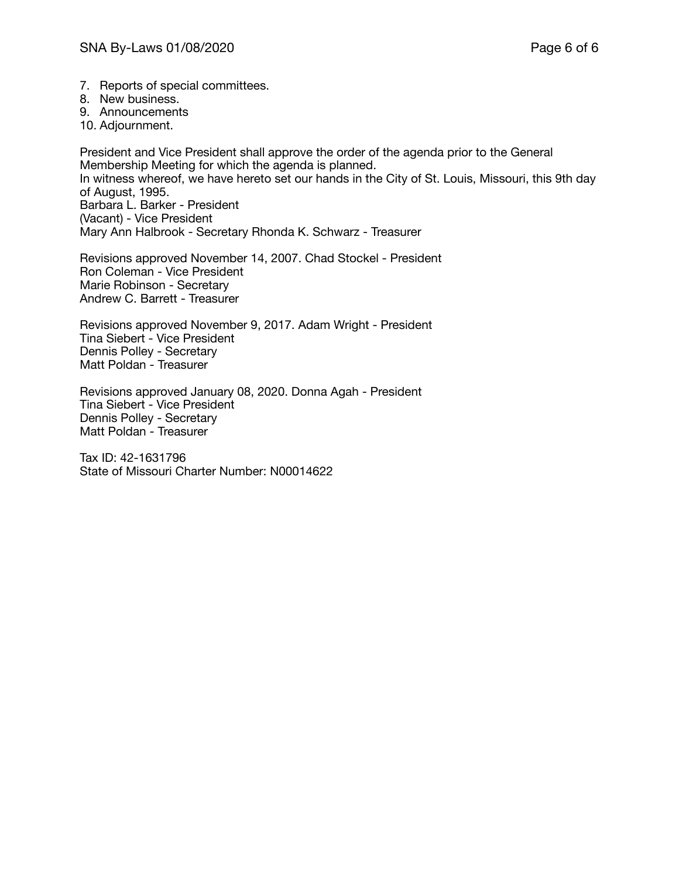7. Reports of special committees.
8. New business.
9. Announcements
10. Adjournment.

President and Vice President shall approve the order of the agenda prior to the General Membership Meeting for which the agenda is planned.
In witness whereof, we have hereto set our hands in the City of St. Louis, Missouri, this 9th day of August, 1995.
Barbara L. Barker - President
(Vacant) - Vice President
Mary Ann Halbrook - Secretary Rhonda K. Schwarz - Treasurer

Revisions approved November 14, 2007. Chad Stockel - President
Ron Coleman - Vice President
Marie Robinson - Secretary
Andrew C. Barrett - Treasurer

Revisions approved November 9, 2017. Adam Wright - President
Tina Siebert - Vice President
Dennis Polley - Secretary
Matt Poldan - Treasurer

Revisions approved January 08, 2020. Donna Agah - President
Tina Siebert - Vice President
Dennis Polley - Secretary
Matt Poldan - Treasurer

Tax ID: 42-1631796
State of Missouri Charter Number: N00014622